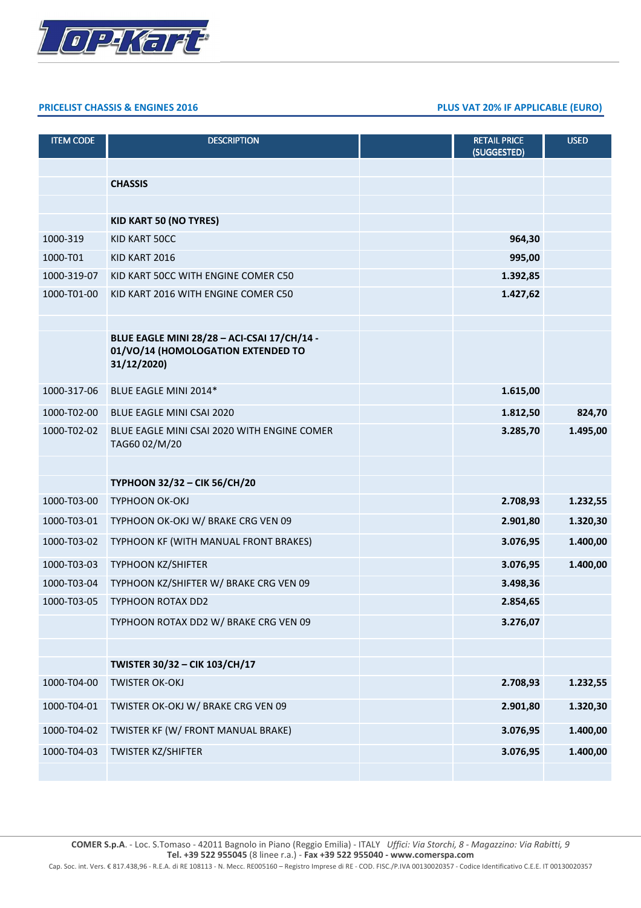**PRICELIST CHASSIS & ENGINES 2016** **PLUS VAT 20% IF APPLICABLE (EURO)**

| ITEM CODE | DESCRIPTION | | RETAIL PRICE (SUGGESTED) | USED |
|---|---|---|---|---|
| | | | | |
| | **CHASSIS** | | | |
| | | | | |
| | **KID KART 50 (NO TYRES)** | | | |
| 1000-319 | KID KART 50CC | | **964,30** | |
| 1000-T01 | KID KART 2016 | | **995,00** | |
| 1000-319-07 | KID KART 50CC WITH ENGINE COMER C50 | | **1.392,85** | |
| 1000-T01-00 | KID KART 2016 WITH ENGINE COMER C50 | | **1.427,62** | |
| | | | | |
| | **BLUE EAGLE MINI 28/28 – ACI-CSAI 17/CH/14 - 01/VO/14 (HOMOLOGATION EXTENDED TO 31/12/2020)** | | | |
| 1000-317-06 | BLUE EAGLE MINI 2014* | | **1.615,00** | |
| 1000-T02-00 | BLUE EAGLE MINI CSAI 2020 | | **1.812,50** | **824,70** |
| 1000-T02-02 | BLUE EAGLE MINI CSAI 2020 WITH ENGINE COMER TAG60 02/M/20 | | **3.285,70** | **1.495,00** |
| | | | | |
| | **TYPHOON 32/32 – CIK 56/CH/20** | | | |
| 1000-T03-00 | TYPHOON OK-OKJ | | **2.708,93** | **1.232,55** |
| 1000-T03-01 | TYPHOON OK-OKJ W/ BRAKE CRG VEN 09 | | **2.901,80** | **1.320,30** |
| 1000-T03-02 | TYPHOON KF (WITH MANUAL FRONT BRAKES) | | **3.076,95** | **1.400,00** |
| 1000-T03-03 | TYPHOON KZ/SHIFTER | | **3.076,95** | **1.400,00** |
| 1000-T03-04 | TYPHOON KZ/SHIFTER W/ BRAKE CRG VEN 09 | | **3.498,36** | |
| 1000-T03-05 | TYPHOON ROTAX DD2 | | **2.854,65** | |
| | TYPHOON ROTAX DD2 W/ BRAKE CRG VEN 09 | | **3.276,07** | |
| | | | | |
| | **TWISTER 30/32 – CIK 103/CH/17** | | | |
| 1000-T04-00 | TWISTER OK-OKJ | | **2.708,93** | **1.232,55** |
| 1000-T04-01 | TWISTER OK-OKJ W/ BRAKE CRG VEN 09 | | **2.901,80** | **1.320,30** |
| 1000-T04-02 | TWISTER KF (W/ FRONT MANUAL BRAKE) | | **3.076,95** | **1.400,00** |
| 1000-T04-03 | TWISTER KZ/SHIFTER | | **3.076,95** | **1.400,00** |
| | | | | |

**COMER S.p.A**. - Loc. S.Tomaso - 42011 Bagnolo in Piano (Reggio Emilia) - ITALY *Uffici: Via Storchi, 8 - Magazzino: Via Rabitti, 9*
**Tel. +39 522 955045** (8 linee r.a.) - **Fax +39 522 955040 - www.comerspa.com**
Cap. Soc. int. Vers. € 817.438,96 - R.E.A. di RE 108113 - N. Mecc. RE005160 – Registro Imprese di RE - COD. FISC./P.IVA 00130020357 - Codice Identificativo C.E.E. IT 00130020357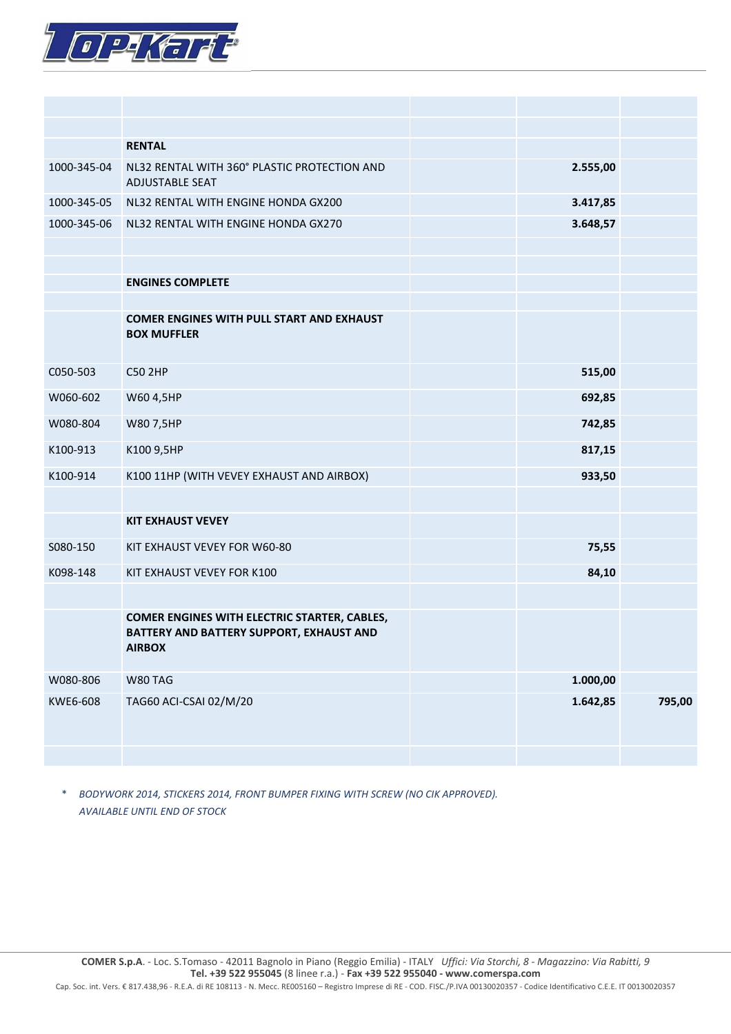| | | | | |
|---|---|---|---|---|
| | | | | |
| | | | | |
| | **RENTAL** | | | |
| 1000-345-04 | NL32 RENTAL WITH 360° PLASTIC PROTECTION AND ADJUSTABLE SEAT | | **2.555,00** | |
| 1000-345-05 | NL32 RENTAL WITH ENGINE HONDA GX200 | | **3.417,85** | |
| 1000-345-06 | NL32 RENTAL WITH ENGINE HONDA GX270 | | **3.648,57** | |
| | | | | |
| | | | | |
| | **ENGINES COMPLETE** | | | |
| | | | | |
| | **COMER ENGINES WITH PULL START AND EXHAUST BOX MUFFLER** | | | |
| C050-503 | C50 2HP | | **515,00** | |
| W060-602 | W60 4,5HP | | **692,85** | |
| W080-804 | W80 7,5HP | | **742,85** | |
| K100-913 | K100 9,5HP | | **817,15** | |
| K100-914 | K100 11HP (WITH VEVEY EXHAUST AND AIRBOX) | | **933,50** | |
| | | | | |
| | **KIT EXHAUST VEVEY** | | | |
| S080-150 | KIT EXHAUST VEVEY FOR W60-80 | | **75,55** | |
| K098-148 | KIT EXHAUST VEVEY FOR K100 | | **84,10** | |
| | | | | |
| | **COMER ENGINES WITH ELECTRIC STARTER, CABLES, BATTERY AND BATTERY SUPPORT, EXHAUST AND AIRBOX** | | | |
| W080-806 | W80 TAG | | **1.000,00** | |
| KWE6-608 | TAG60 ACI-CSAI 02/M/20 | | **1.642,85** | **795,00** |
| | | | | |

\* *BODYWORK 2014, STICKERS 2014, FRONT BUMPER FIXING WITH SCREW (NO CIK APPROVED).*
*AVAILABLE UNTIL END OF STOCK*